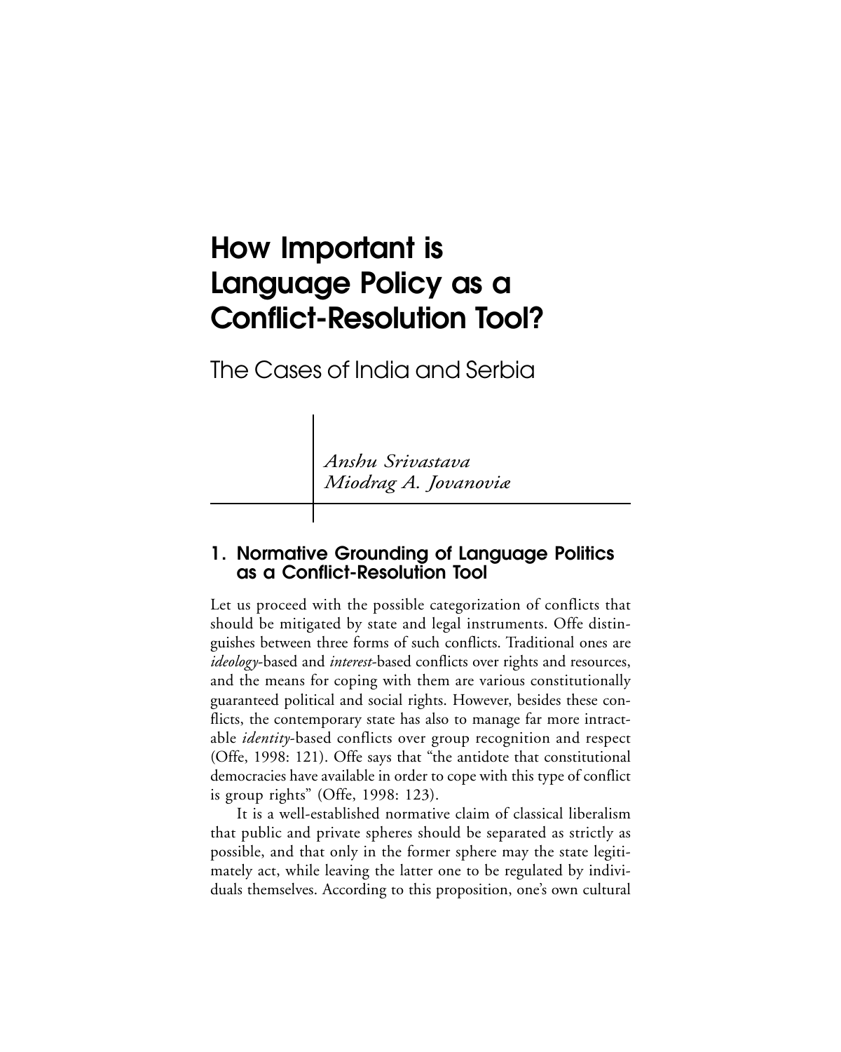# How Important is Language Policy as a Conflict-Resolution Tool?

The Cases of India and Serbia

*Anshu Srivastava*
*Miodrag A. Jovanoviæ*

## 1. Normative Grounding of Language Politics as a Conflict-Resolution Tool

Let us proceed with the possible categorization of conflicts that should be mitigated by state and legal instruments. Offe distinguishes between three forms of such conflicts. Traditional ones are *ideology*-based and *interest*-based conflicts over rights and resources, and the means for coping with them are various constitutionally guaranteed political and social rights. However, besides these conflicts, the contemporary state has also to manage far more intractable *identity*-based conflicts over group recognition and respect (Offe, 1998: 121). Offe says that "the antidote that constitutional democracies have available in order to cope with this type of conflict is group rights" (Offe, 1998: 123).

It is a well-established normative claim of classical liberalism that public and private spheres should be separated as strictly as possible, and that only in the former sphere may the state legitimately act, while leaving the latter one to be regulated by individuals themselves. According to this proposition, one's own cultural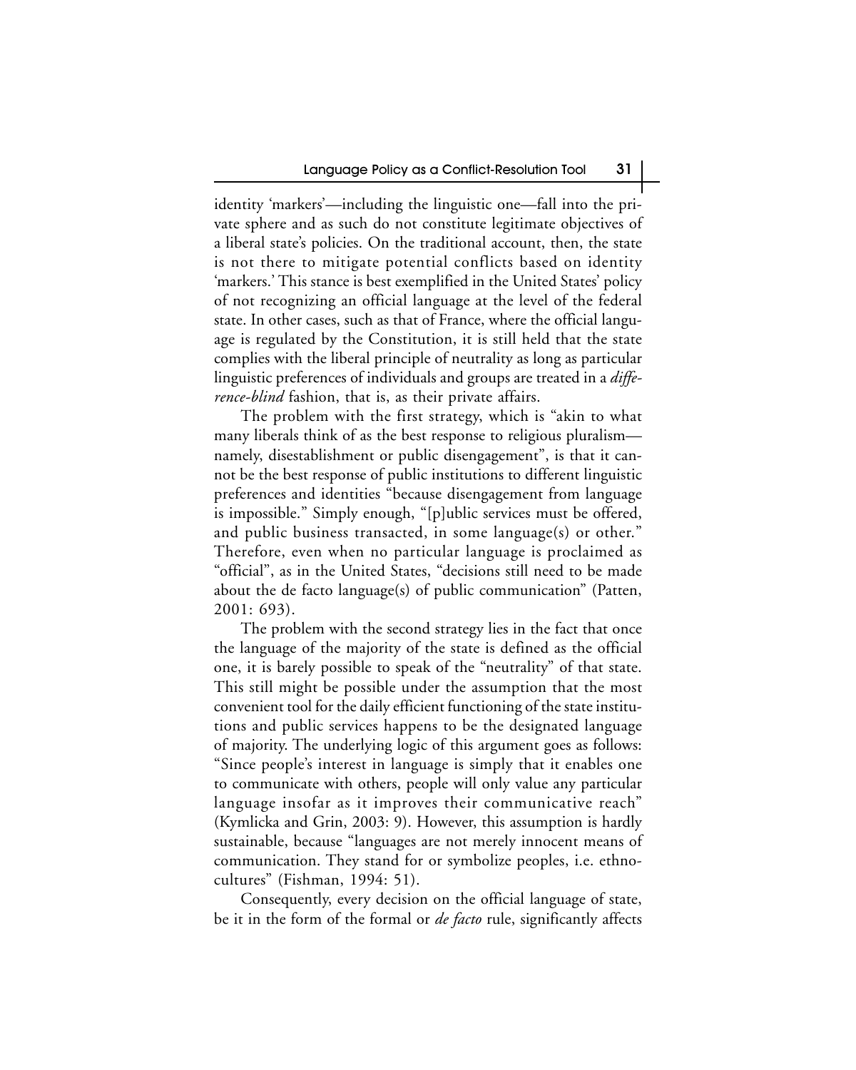identity 'markers'—including the linguistic one—fall into the private sphere and as such do not constitute legitimate objectives of a liberal state's policies. On the traditional account, then, the state is not there to mitigate potential conflicts based on identity 'markers.' This stance is best exemplified in the United States' policy of not recognizing an official language at the level of the federal state. In other cases, such as that of France, where the official language is regulated by the Constitution, it is still held that the state complies with the liberal principle of neutrality as long as particular linguistic preferences of individuals and groups are treated in a *difference-blind* fashion, that is, as their private affairs.

The problem with the first strategy, which is "akin to what many liberals think of as the best response to religious pluralism—namely, disestablishment or public disengagement", is that it cannot be the best response of public institutions to different linguistic preferences and identities "because disengagement from language is impossible." Simply enough, "[p]ublic services must be offered, and public business transacted, in some language(s) or other." Therefore, even when no particular language is proclaimed as "official", as in the United States, "decisions still need to be made about the de facto language(s) of public communication" (Patten, 2001: 693).

The problem with the second strategy lies in the fact that once the language of the majority of the state is defined as the official one, it is barely possible to speak of the "neutrality" of that state. This still might be possible under the assumption that the most convenient tool for the daily efficient functioning of the state institutions and public services happens to be the designated language of majority. The underlying logic of this argument goes as follows: "Since people's interest in language is simply that it enables one to communicate with others, people will only value any particular language insofar as it improves their communicative reach" (Kymlicka and Grin, 2003: 9). However, this assumption is hardly sustainable, because "languages are not merely innocent means of communication. They stand for or symbolize peoples, i.e. ethnocultures" (Fishman, 1994: 51).

Consequently, every decision on the official language of state, be it in the form of the formal or *de facto* rule, significantly affects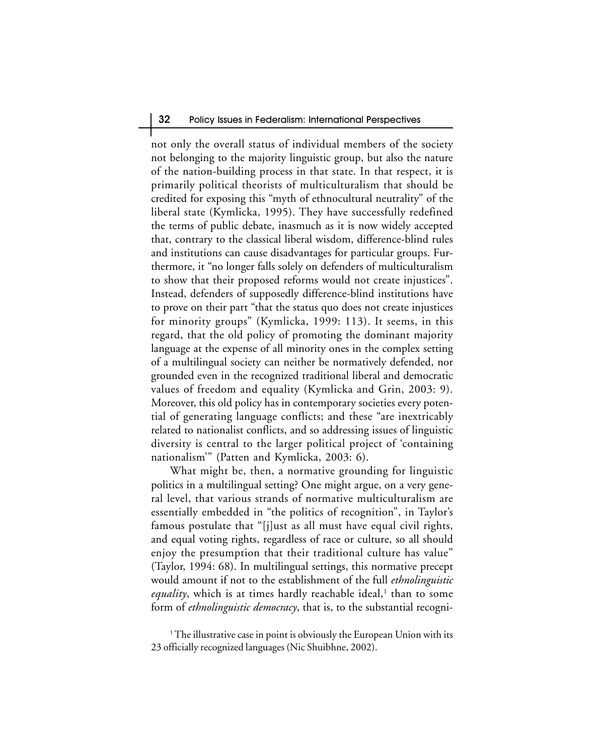not only the overall status of individual members of the society not belonging to the majority linguistic group, but also the nature of the nation-building process in that state. In that respect, it is primarily political theorists of multiculturalism that should be credited for exposing this "myth of ethnocultural neutrality" of the liberal state (Kymlicka, 1995). They have successfully redefined the terms of public debate, inasmuch as it is now widely accepted that, contrary to the classical liberal wisdom, difference-blind rules and institutions can cause disadvantages for particular groups. Furthermore, it "no longer falls solely on defenders of multiculturalism to show that their proposed reforms would not create injustices". Instead, defenders of supposedly difference-blind institutions have to prove on their part "that the status quo does not create injustices for minority groups" (Kymlicka, 1999: 113). It seems, in this regard, that the old policy of promoting the dominant majority language at the expense of all minority ones in the complex setting of a multilingual society can neither be normatively defended, nor grounded even in the recognized traditional liberal and democratic values of freedom and equality (Kymlicka and Grin, 2003: 9). Moreover, this old policy has in contemporary societies every potential of generating language conflicts; and these "are inextricably related to nationalist conflicts, and so addressing issues of linguistic diversity is central to the larger political project of 'containing nationalism'" (Patten and Kymlicka, 2003: 6).

What might be, then, a normative grounding for linguistic politics in a multilingual setting? One might argue, on a very general level, that various strands of normative multiculturalism are essentially embedded in "the politics of recognition", in Taylor's famous postulate that "[j]ust as all must have equal civil rights, and equal voting rights, regardless of race or culture, so all should enjoy the presumption that their traditional culture has value" (Taylor, 1994: 68). In multilingual settings, this normative precept would amount if not to the establishment of the full *ethnolinguistic equality*, which is at times hardly reachable ideal,[1] than to some form of *ethnolinguistic democracy*, that is, to the substantial recogni-

[1] The illustrative case in point is obviously the European Union with its 23 officially recognized languages (Nic Shuibhne, 2002).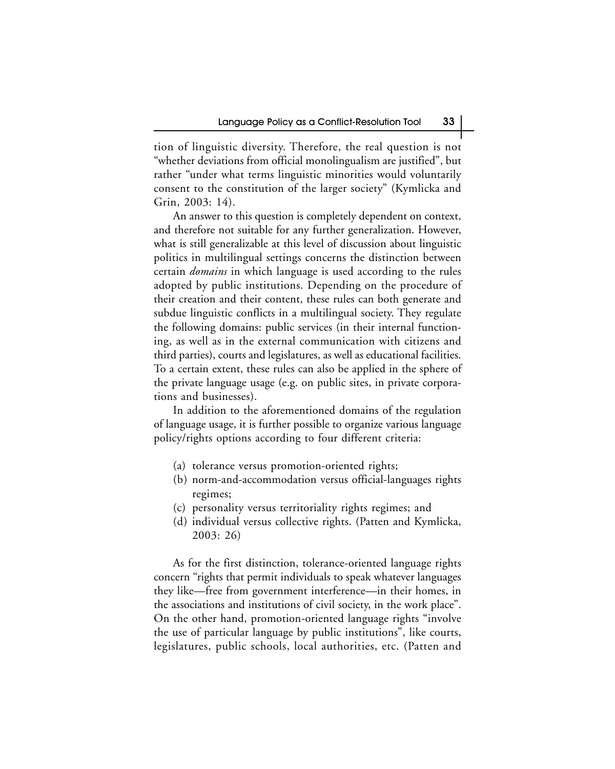tion of linguistic diversity. Therefore, the real question is not "whether deviations from official monolingualism are justified", but rather "under what terms linguistic minorities would voluntarily consent to the constitution of the larger society" (Kymlicka and Grin, 2003: 14).

An answer to this question is completely dependent on context, and therefore not suitable for any further generalization. However, what is still generalizable at this level of discussion about linguistic politics in multilingual settings concerns the distinction between certain *domains* in which language is used according to the rules adopted by public institutions. Depending on the procedure of their creation and their content, these rules can both generate and subdue linguistic conflicts in a multilingual society. They regulate the following domains: public services (in their internal functioning, as well as in the external communication with citizens and third parties), courts and legislatures, as well as educational facilities. To a certain extent, these rules can also be applied in the sphere of the private language usage (e.g. on public sites, in private corporations and businesses).

In addition to the aforementioned domains of the regulation of language usage, it is further possible to organize various language policy/rights options according to four different criteria:

(a) tolerance versus promotion-oriented rights;
(b) norm-and-accommodation versus official-languages rights regimes;
(c) personality versus territoriality rights regimes; and
(d) individual versus collective rights. (Patten and Kymlicka, 2003: 26)

As for the first distinction, tolerance-oriented language rights concern "rights that permit individuals to speak whatever languages they like—free from government interference—in their homes, in the associations and institutions of civil society, in the work place". On the other hand, promotion-oriented language rights "involve the use of particular language by public institutions", like courts, legislatures, public schools, local authorities, etc. (Patten and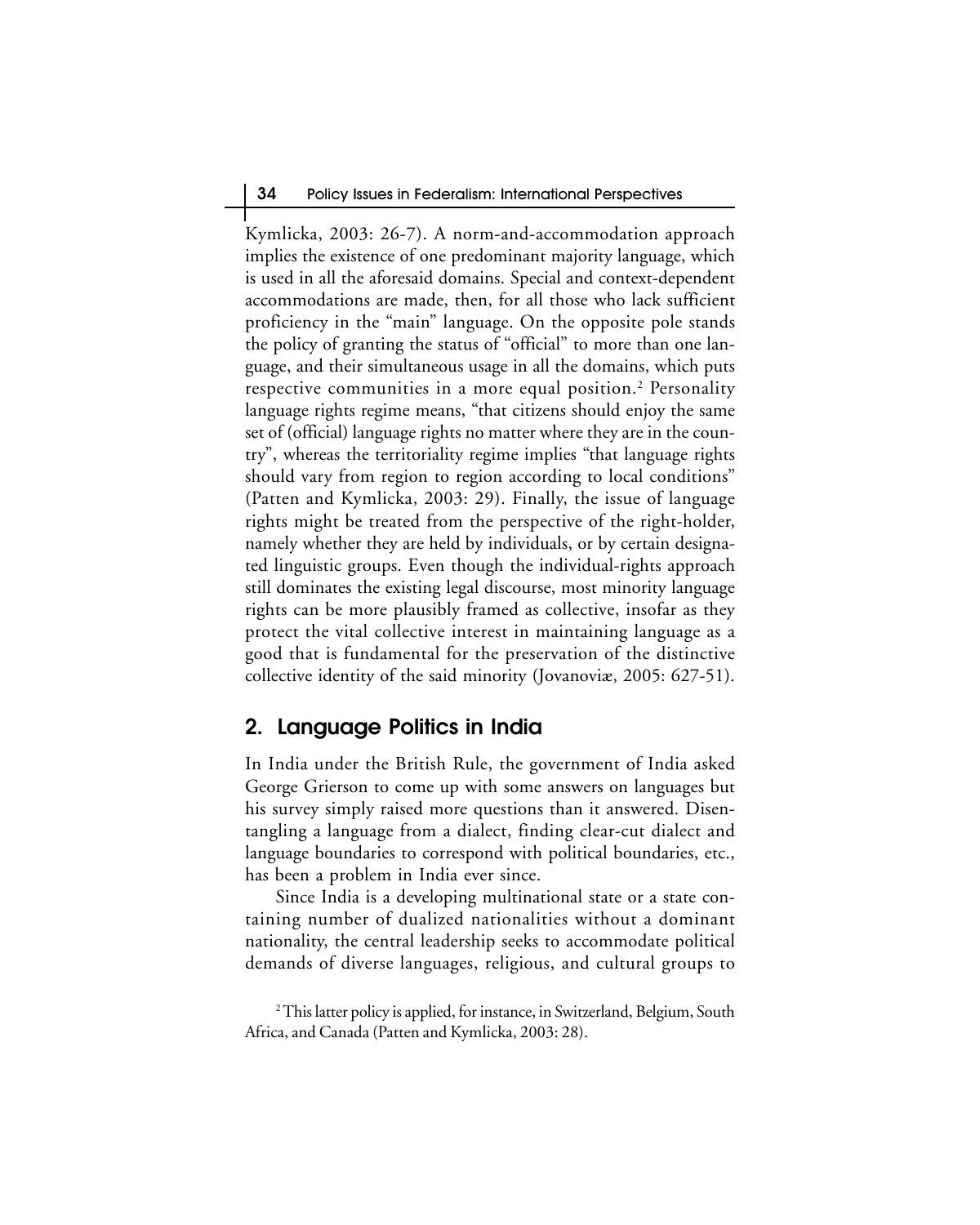Kymlicka, 2003: 26-7). A norm-and-accommodation approach implies the existence of one predominant majority language, which is used in all the aforesaid domains. Special and context-dependent accommodations are made, then, for all those who lack sufficient proficiency in the "main" language. On the opposite pole stands the policy of granting the status of "official" to more than one language, and their simultaneous usage in all the domains, which puts respective communities in a more equal position.[2] Personality language rights regime means, "that citizens should enjoy the same set of (official) language rights no matter where they are in the country", whereas the territoriality regime implies "that language rights should vary from region to region according to local conditions" (Patten and Kymlicka, 2003: 29). Finally, the issue of language rights might be treated from the perspective of the right-holder, namely whether they are held by individuals, or by certain designated linguistic groups. Even though the individual-rights approach still dominates the existing legal discourse, most minority language rights can be more plausibly framed as collective, insofar as they protect the vital collective interest in maintaining language as a good that is fundamental for the preservation of the distinctive collective identity of the said minority (Jovanoviæ, 2005: 627-51).

## 2. Language Politics in India

In India under the British Rule, the government of India asked George Grierson to come up with some answers on languages but his survey simply raised more questions than it answered. Disentangling a language from a dialect, finding clear-cut dialect and language boundaries to correspond with political boundaries, etc., has been a problem in India ever since.

Since India is a developing multinational state or a state containing number of dualized nationalities without a dominant nationality, the central leadership seeks to accommodate political demands of diverse languages, religious, and cultural groups to

[2] This latter policy is applied, for instance, in Switzerland, Belgium, South Africa, and Canada (Patten and Kymlicka, 2003: 28).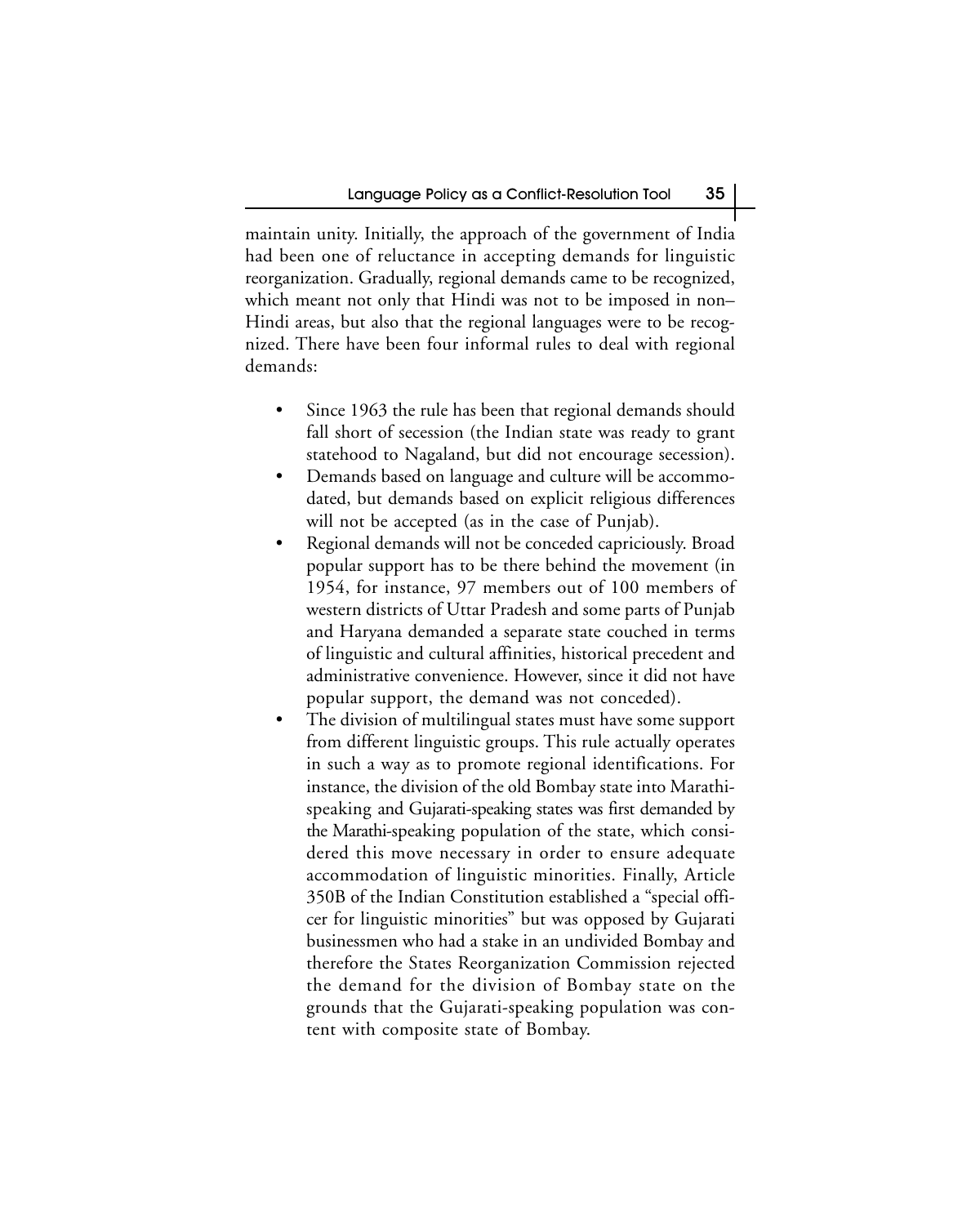maintain unity. Initially, the approach of the government of India had been one of reluctance in accepting demands for linguistic reorganization. Gradually, regional demands came to be recognized, which meant not only that Hindi was not to be imposed in non–Hindi areas, but also that the regional languages were to be recognized. There have been four informal rules to deal with regional demands:

- Since 1963 the rule has been that regional demands should fall short of secession (the Indian state was ready to grant statehood to Nagaland, but did not encourage secession).
- Demands based on language and culture will be accommodated, but demands based on explicit religious differences will not be accepted (as in the case of Punjab).
- Regional demands will not be conceded capriciously. Broad popular support has to be there behind the movement (in 1954, for instance, 97 members out of 100 members of western districts of Uttar Pradesh and some parts of Punjab and Haryana demanded a separate state couched in terms of linguistic and cultural affinities, historical precedent and administrative convenience. However, since it did not have popular support, the demand was not conceded).
- The division of multilingual states must have some support from different linguistic groups. This rule actually operates in such a way as to promote regional identifications. For instance, the division of the old Bombay state into Marathi-speaking and Gujarati-speaking states was first demanded by the Marathi-speaking population of the state, which considered this move necessary in order to ensure adequate accommodation of linguistic minorities. Finally, Article 350B of the Indian Constitution established a "special officer for linguistic minorities" but was opposed by Gujarati businessmen who had a stake in an undivided Bombay and therefore the States Reorganization Commission rejected the demand for the division of Bombay state on the grounds that the Gujarati-speaking population was content with composite state of Bombay.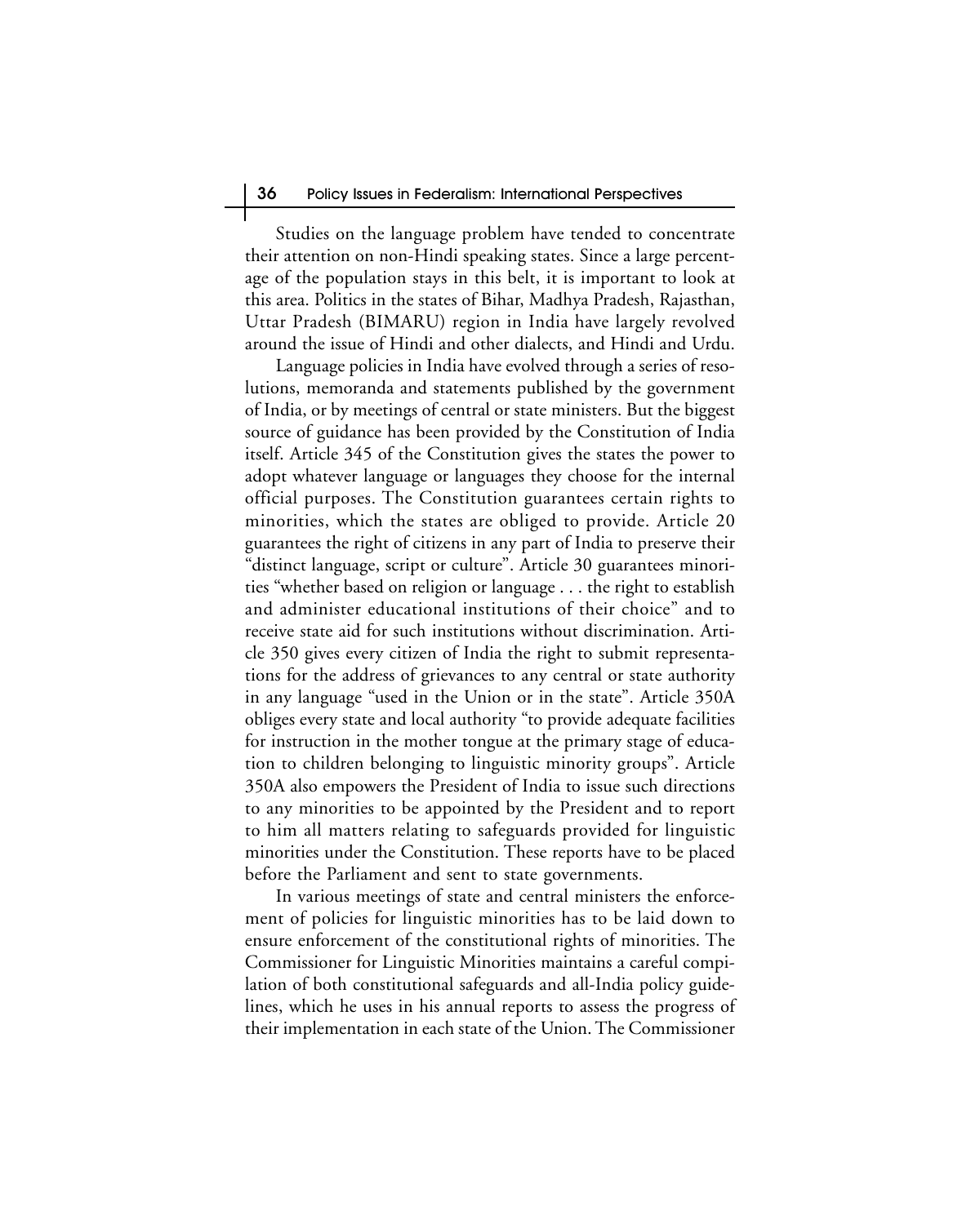Studies on the language problem have tended to concentrate their attention on non-Hindi speaking states. Since a large percentage of the population stays in this belt, it is important to look at this area. Politics in the states of Bihar, Madhya Pradesh, Rajasthan, Uttar Pradesh (BIMARU) region in India have largely revolved around the issue of Hindi and other dialects, and Hindi and Urdu.

Language policies in India have evolved through a series of resolutions, memoranda and statements published by the government of India, or by meetings of central or state ministers. But the biggest source of guidance has been provided by the Constitution of India itself. Article 345 of the Constitution gives the states the power to adopt whatever language or languages they choose for the internal official purposes. The Constitution guarantees certain rights to minorities, which the states are obliged to provide. Article 20 guarantees the right of citizens in any part of India to preserve their "distinct language, script or culture". Article 30 guarantees minorities "whether based on religion or language . . . the right to establish and administer educational institutions of their choice" and to receive state aid for such institutions without discrimination. Article 350 gives every citizen of India the right to submit representations for the address of grievances to any central or state authority in any language "used in the Union or in the state". Article 350A obliges every state and local authority "to provide adequate facilities for instruction in the mother tongue at the primary stage of education to children belonging to linguistic minority groups". Article 350A also empowers the President of India to issue such directions to any minorities to be appointed by the President and to report to him all matters relating to safeguards provided for linguistic minorities under the Constitution. These reports have to be placed before the Parliament and sent to state governments.

In various meetings of state and central ministers the enforcement of policies for linguistic minorities has to be laid down to ensure enforcement of the constitutional rights of minorities. The Commissioner for Linguistic Minorities maintains a careful compilation of both constitutional safeguards and all-India policy guidelines, which he uses in his annual reports to assess the progress of their implementation in each state of the Union. The Commissioner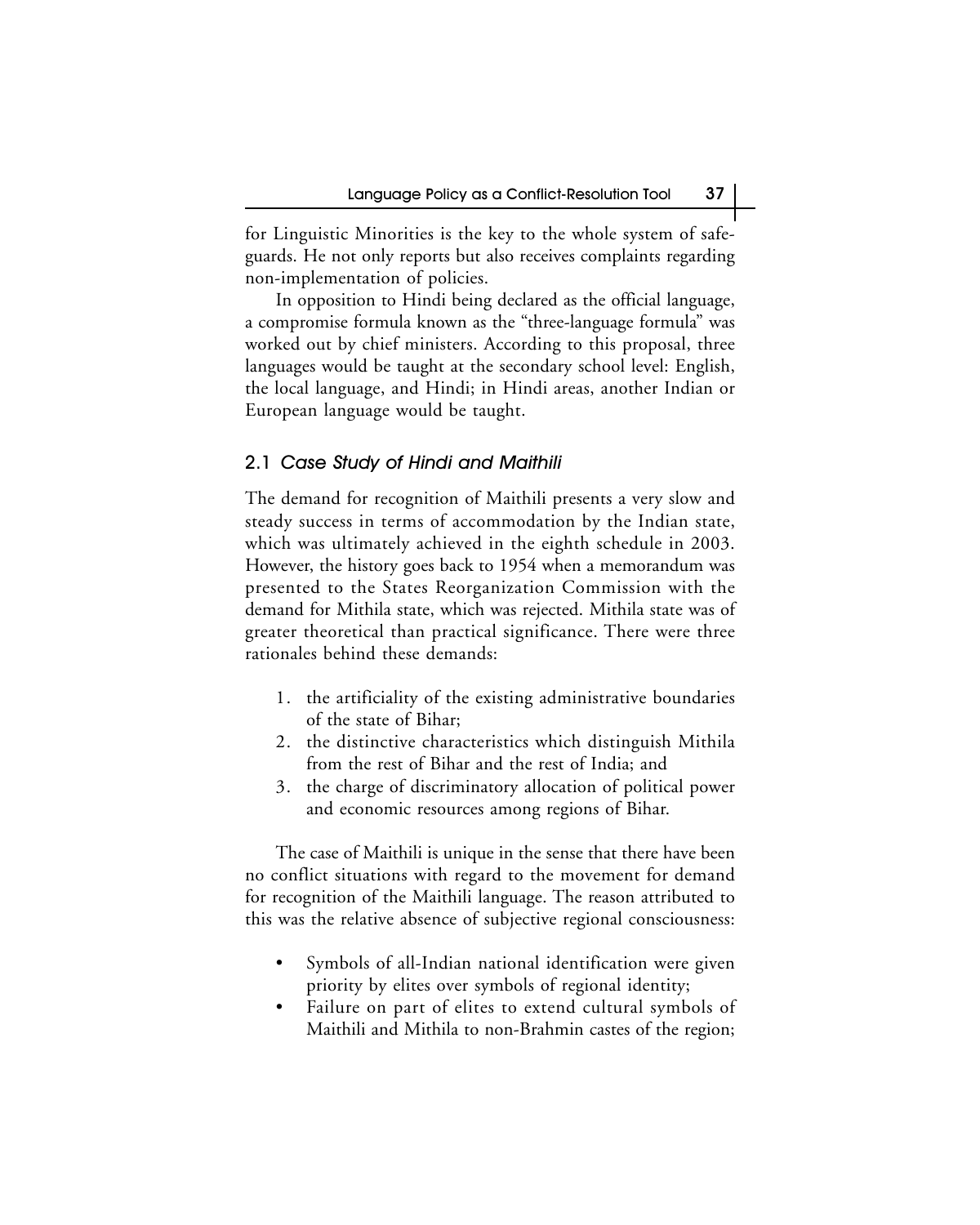for Linguistic Minorities is the key to the whole system of safeguards. He not only reports but also receives complaints regarding non-implementation of policies.

In opposition to Hindi being declared as the official language, a compromise formula known as the "three-language formula" was worked out by chief ministers. According to this proposal, three languages would be taught at the secondary school level: English, the local language, and Hindi; in Hindi areas, another Indian or European language would be taught.

## 2.1 *Case Study of Hindi and Maithili*

The demand for recognition of Maithili presents a very slow and steady success in terms of accommodation by the Indian state, which was ultimately achieved in the eighth schedule in 2003. However, the history goes back to 1954 when a memorandum was presented to the States Reorganization Commission with the demand for Mithila state, which was rejected. Mithila state was of greater theoretical than practical significance. There were three rationales behind these demands:

1. the artificiality of the existing administrative boundaries of the state of Bihar;
2. the distinctive characteristics which distinguish Mithila from the rest of Bihar and the rest of India; and
3. the charge of discriminatory allocation of political power and economic resources among regions of Bihar.

The case of Maithili is unique in the sense that there have been no conflict situations with regard to the movement for demand for recognition of the Maithili language. The reason attributed to this was the relative absence of subjective regional consciousness:

- Symbols of all-Indian national identification were given priority by elites over symbols of regional identity;
- Failure on part of elites to extend cultural symbols of Maithili and Mithila to non-Brahmin castes of the region;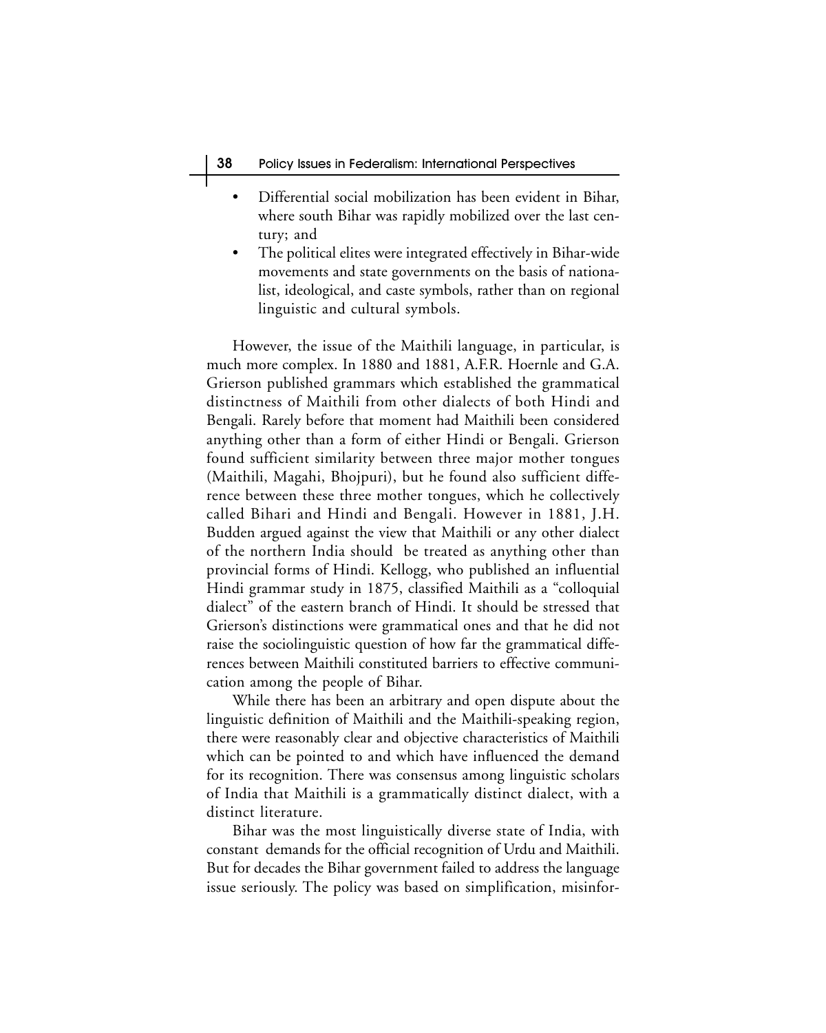- Differential social mobilization has been evident in Bihar, where south Bihar was rapidly mobilized over the last century; and
- The political elites were integrated effectively in Bihar-wide movements and state governments on the basis of nationalist, ideological, and caste symbols, rather than on regional linguistic and cultural symbols.

However, the issue of the Maithili language, in particular, is much more complex. In 1880 and 1881, A.F.R. Hoernle and G.A. Grierson published grammars which established the grammatical distinctness of Maithili from other dialects of both Hindi and Bengali. Rarely before that moment had Maithili been considered anything other than a form of either Hindi or Bengali. Grierson found sufficient similarity between three major mother tongues (Maithili, Magahi, Bhojpuri), but he found also sufficient difference between these three mother tongues, which he collectively called Bihari and Hindi and Bengali. However in 1881, J.H. Budden argued against the view that Maithili or any other dialect of the northern India should be treated as anything other than provincial forms of Hindi. Kellogg, who published an influential Hindi grammar study in 1875, classified Maithili as a "colloquial dialect" of the eastern branch of Hindi. It should be stressed that Grierson's distinctions were grammatical ones and that he did not raise the sociolinguistic question of how far the grammatical differences between Maithili constituted barriers to effective communication among the people of Bihar.

While there has been an arbitrary and open dispute about the linguistic definition of Maithili and the Maithili-speaking region, there were reasonably clear and objective characteristics of Maithili which can be pointed to and which have influenced the demand for its recognition. There was consensus among linguistic scholars of India that Maithili is a grammatically distinct dialect, with a distinct literature.

Bihar was the most linguistically diverse state of India, with constant demands for the official recognition of Urdu and Maithili. But for decades the Bihar government failed to address the language issue seriously. The policy was based on simplification, misinfor-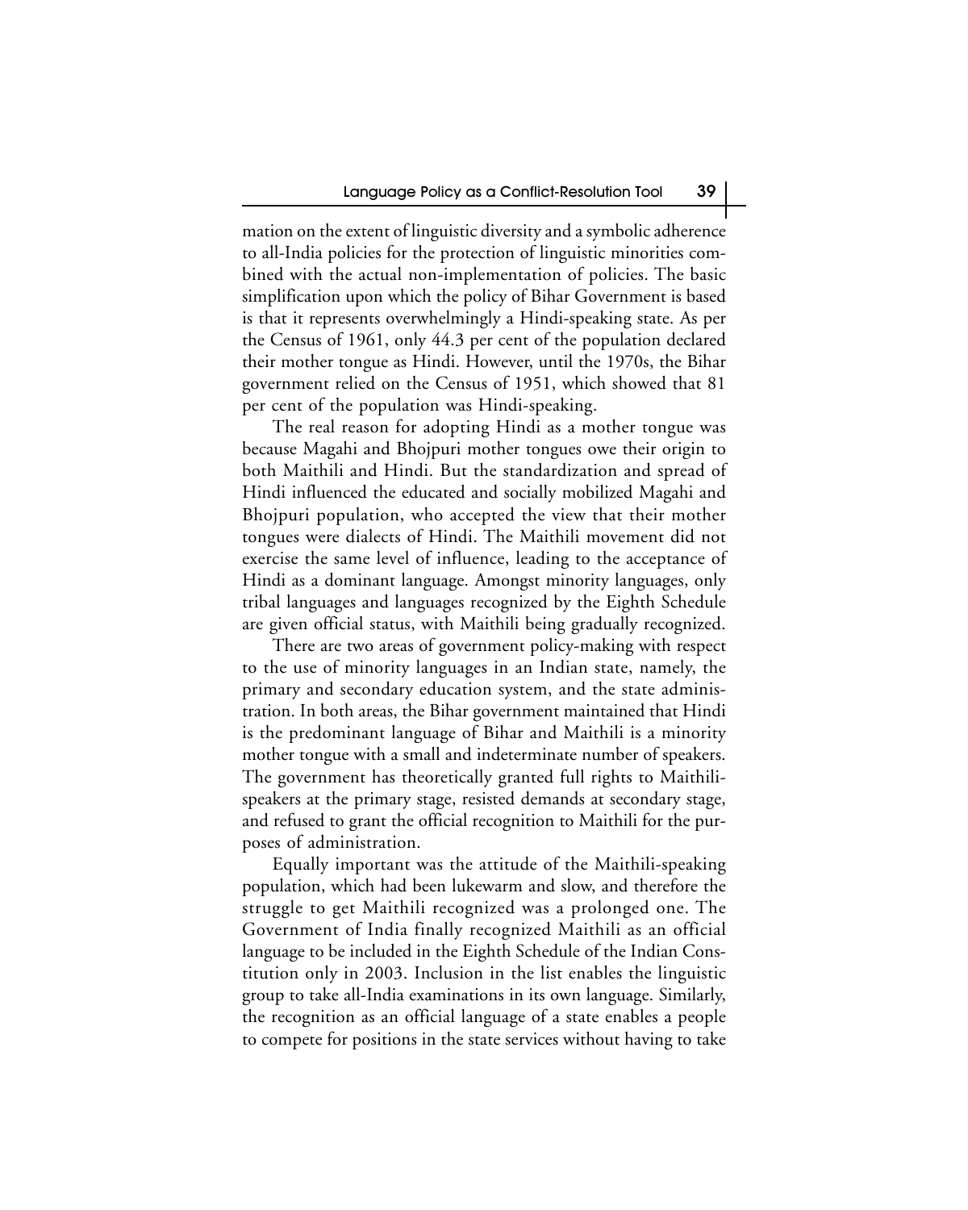mation on the extent of linguistic diversity and a symbolic adherence to all-India policies for the protection of linguistic minorities combined with the actual non-implementation of policies. The basic simplification upon which the policy of Bihar Government is based is that it represents overwhelmingly a Hindi-speaking state. As per the Census of 1961, only 44.3 per cent of the population declared their mother tongue as Hindi. However, until the 1970s, the Bihar government relied on the Census of 1951, which showed that 81 per cent of the population was Hindi-speaking.

The real reason for adopting Hindi as a mother tongue was because Magahi and Bhojpuri mother tongues owe their origin to both Maithili and Hindi. But the standardization and spread of Hindi influenced the educated and socially mobilized Magahi and Bhojpuri population, who accepted the view that their mother tongues were dialects of Hindi. The Maithili movement did not exercise the same level of influence, leading to the acceptance of Hindi as a dominant language. Amongst minority languages, only tribal languages and languages recognized by the Eighth Schedule are given official status, with Maithili being gradually recognized.

There are two areas of government policy-making with respect to the use of minority languages in an Indian state, namely, the primary and secondary education system, and the state administration. In both areas, the Bihar government maintained that Hindi is the predominant language of Bihar and Maithili is a minority mother tongue with a small and indeterminate number of speakers. The government has theoretically granted full rights to Maithili-speakers at the primary stage, resisted demands at secondary stage, and refused to grant the official recognition to Maithili for the purposes of administration.

Equally important was the attitude of the Maithili-speaking population, which had been lukewarm and slow, and therefore the struggle to get Maithili recognized was a prolonged one. The Government of India finally recognized Maithili as an official language to be included in the Eighth Schedule of the Indian Constitution only in 2003. Inclusion in the list enables the linguistic group to take all-India examinations in its own language. Similarly, the recognition as an official language of a state enables a people to compete for positions in the state services without having to take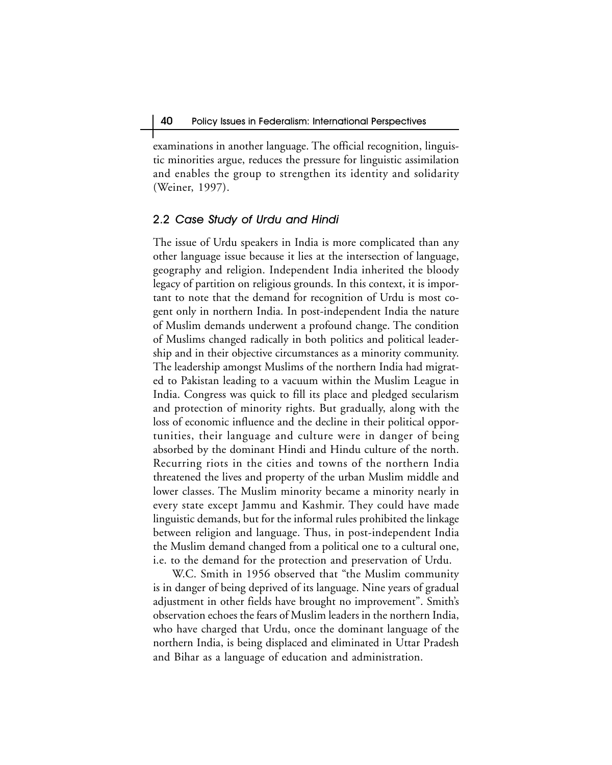examinations in another language. The official recognition, linguistic minorities argue, reduces the pressure for linguistic assimilation and enables the group to strengthen its identity and solidarity (Weiner, 1997).

### 2.2 *Case Study of Urdu and Hindi*

The issue of Urdu speakers in India is more complicated than any other language issue because it lies at the intersection of language, geography and religion. Independent India inherited the bloody legacy of partition on religious grounds. In this context, it is important to note that the demand for recognition of Urdu is most cogent only in northern India. In post-independent India the nature of Muslim demands underwent a profound change. The condition of Muslims changed radically in both politics and political leadership and in their objective circumstances as a minority community. The leadership amongst Muslims of the northern India had migrated to Pakistan leading to a vacuum within the Muslim League in India. Congress was quick to fill its place and pledged secularism and protection of minority rights. But gradually, along with the loss of economic influence and the decline in their political opportunities, their language and culture were in danger of being absorbed by the dominant Hindi and Hindu culture of the north. Recurring riots in the cities and towns of the northern India threatened the lives and property of the urban Muslim middle and lower classes. The Muslim minority became a minority nearly in every state except Jammu and Kashmir. They could have made linguistic demands, but for the informal rules prohibited the linkage between religion and language. Thus, in post-independent India the Muslim demand changed from a political one to a cultural one, i.e. to the demand for the protection and preservation of Urdu.

W.C. Smith in 1956 observed that "the Muslim community is in danger of being deprived of its language. Nine years of gradual adjustment in other fields have brought no improvement". Smith's observation echoes the fears of Muslim leaders in the northern India, who have charged that Urdu, once the dominant language of the northern India, is being displaced and eliminated in Uttar Pradesh and Bihar as a language of education and administration.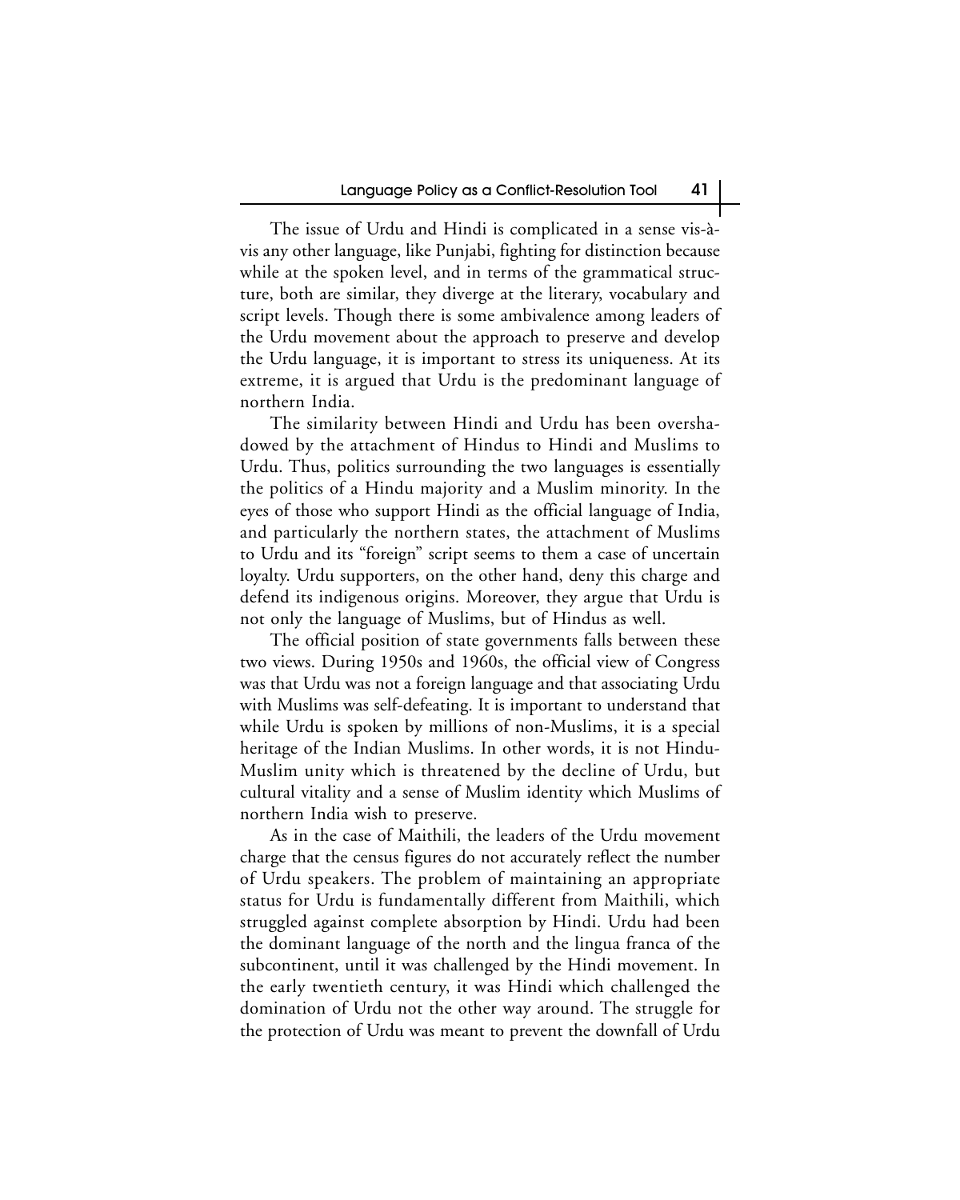The issue of Urdu and Hindi is complicated in a sense vis-à-vis any other language, like Punjabi, fighting for distinction because while at the spoken level, and in terms of the grammatical structure, both are similar, they diverge at the literary, vocabulary and script levels. Though there is some ambivalence among leaders of the Urdu movement about the approach to preserve and develop the Urdu language, it is important to stress its uniqueness. At its extreme, it is argued that Urdu is the predominant language of northern India.

The similarity between Hindi and Urdu has been overshadowed by the attachment of Hindus to Hindi and Muslims to Urdu. Thus, politics surrounding the two languages is essentially the politics of a Hindu majority and a Muslim minority. In the eyes of those who support Hindi as the official language of India, and particularly the northern states, the attachment of Muslims to Urdu and its "foreign" script seems to them a case of uncertain loyalty. Urdu supporters, on the other hand, deny this charge and defend its indigenous origins. Moreover, they argue that Urdu is not only the language of Muslims, but of Hindus as well.

The official position of state governments falls between these two views. During 1950s and 1960s, the official view of Congress was that Urdu was not a foreign language and that associating Urdu with Muslims was self-defeating. It is important to understand that while Urdu is spoken by millions of non-Muslims, it is a special heritage of the Indian Muslims. In other words, it is not Hindu-Muslim unity which is threatened by the decline of Urdu, but cultural vitality and a sense of Muslim identity which Muslims of northern India wish to preserve.

As in the case of Maithili, the leaders of the Urdu movement charge that the census figures do not accurately reflect the number of Urdu speakers. The problem of maintaining an appropriate status for Urdu is fundamentally different from Maithili, which struggled against complete absorption by Hindi. Urdu had been the dominant language of the north and the lingua franca of the subcontinent, until it was challenged by the Hindi movement. In the early twentieth century, it was Hindi which challenged the domination of Urdu not the other way around. The struggle for the protection of Urdu was meant to prevent the downfall of Urdu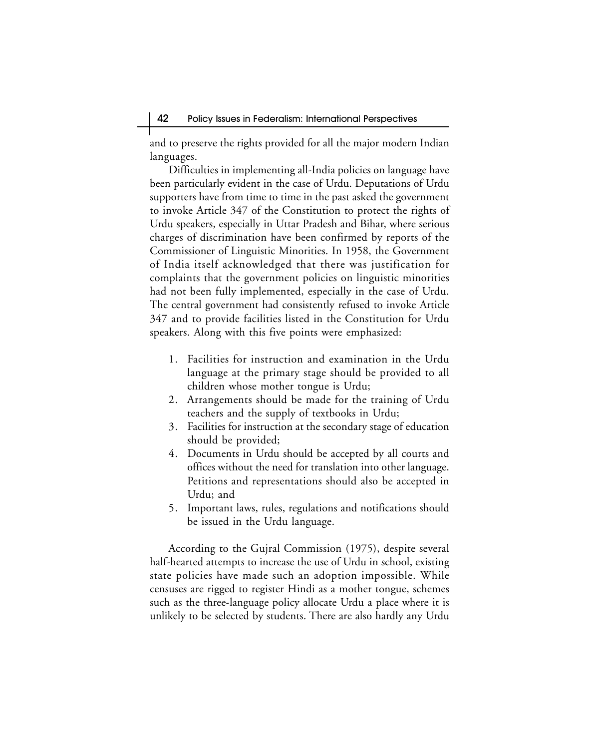and to preserve the rights provided for all the major modern Indian languages.

Difficulties in implementing all-India policies on language have been particularly evident in the case of Urdu. Deputations of Urdu supporters have from time to time in the past asked the government to invoke Article 347 of the Constitution to protect the rights of Urdu speakers, especially in Uttar Pradesh and Bihar, where serious charges of discrimination have been confirmed by reports of the Commissioner of Linguistic Minorities. In 1958, the Government of India itself acknowledged that there was justification for complaints that the government policies on linguistic minorities had not been fully implemented, especially in the case of Urdu. The central government had consistently refused to invoke Article 347 and to provide facilities listed in the Constitution for Urdu speakers. Along with this five points were emphasized:

1. Facilities for instruction and examination in the Urdu language at the primary stage should be provided to all children whose mother tongue is Urdu;
2. Arrangements should be made for the training of Urdu teachers and the supply of textbooks in Urdu;
3. Facilities for instruction at the secondary stage of education should be provided;
4. Documents in Urdu should be accepted by all courts and offices without the need for translation into other language. Petitions and representations should also be accepted in Urdu; and
5. Important laws, rules, regulations and notifications should be issued in the Urdu language.

According to the Gujral Commission (1975), despite several half-hearted attempts to increase the use of Urdu in school, existing state policies have made such an adoption impossible. While censuses are rigged to register Hindi as a mother tongue, schemes such as the three-language policy allocate Urdu a place where it is unlikely to be selected by students. There are also hardly any Urdu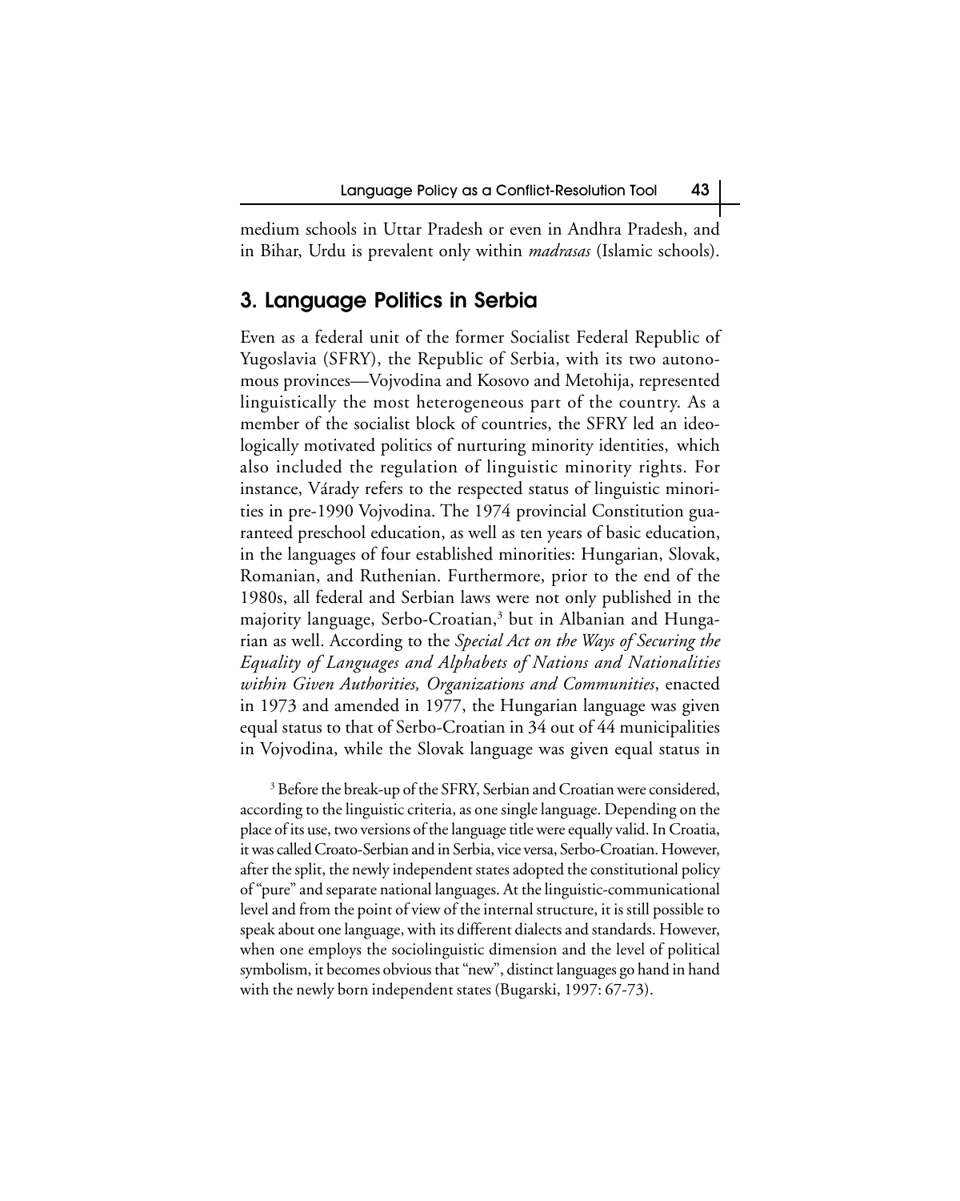medium schools in Uttar Pradesh or even in Andhra Pradesh, and in Bihar, Urdu is prevalent only within *madrasas* (Islamic schools).

## 3. Language Politics in Serbia

Even as a federal unit of the former Socialist Federal Republic of Yugoslavia (SFRY), the Republic of Serbia, with its two autonomous provinces—Vojvodina and Kosovo and Metohija, represented linguistically the most heterogeneous part of the country. As a member of the socialist block of countries, the SFRY led an ideologically motivated politics of nurturing minority identities, which also included the regulation of linguistic minority rights. For instance, Várady refers to the respected status of linguistic minorities in pre-1990 Vojvodina. The 1974 provincial Constitution guaranteed preschool education, as well as ten years of basic education, in the languages of four established minorities: Hungarian, Slovak, Romanian, and Ruthenian. Furthermore, prior to the end of the 1980s, all federal and Serbian laws were not only published in the majority language, Serbo-Croatian,[3] but in Albanian and Hungarian as well. According to the *Special Act on the Ways of Securing the Equality of Languages and Alphabets of Nations and Nationalities within Given Authorities, Organizations and Communities*, enacted in 1973 and amended in 1977, the Hungarian language was given equal status to that of Serbo-Croatian in 34 out of 44 municipalities in Vojvodina, while the Slovak language was given equal status in

[3] Before the break-up of the SFRY, Serbian and Croatian were considered, according to the linguistic criteria, as one single language. Depending on the place of its use, two versions of the language title were equally valid. In Croatia, it was called Croato-Serbian and in Serbia, vice versa, Serbo-Croatian. However, after the split, the newly independent states adopted the constitutional policy of "pure" and separate national languages. At the linguistic-communicational level and from the point of view of the internal structure, it is still possible to speak about one language, with its different dialects and standards. However, when one employs the sociolinguistic dimension and the level of political symbolism, it becomes obvious that "new", distinct languages go hand in hand with the newly born independent states (Bugarski, 1997: 67-73).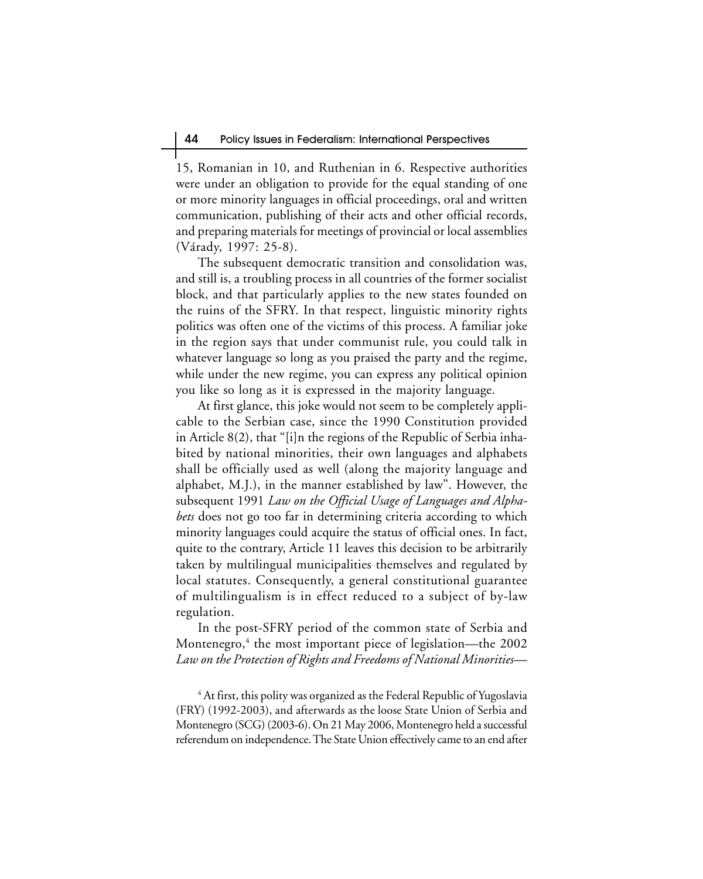15, Romanian in 10, and Ruthenian in 6. Respective authorities were under an obligation to provide for the equal standing of one or more minority languages in official proceedings, oral and written communication, publishing of their acts and other official records, and preparing materials for meetings of provincial or local assemblies (Várady, 1997: 25-8).

The subsequent democratic transition and consolidation was, and still is, a troubling process in all countries of the former socialist block, and that particularly applies to the new states founded on the ruins of the SFRY. In that respect, linguistic minority rights politics was often one of the victims of this process. A familiar joke in the region says that under communist rule, you could talk in whatever language so long as you praised the party and the regime, while under the new regime, you can express any political opinion you like so long as it is expressed in the majority language.

At first glance, this joke would not seem to be completely applicable to the Serbian case, since the 1990 Constitution provided in Article 8(2), that "[i]n the regions of the Republic of Serbia inhabited by national minorities, their own languages and alphabets shall be officially used as well (along the majority language and alphabet, M.J.), in the manner established by law". However, the subsequent 1991 *Law on the Official Usage of Languages and Alphabets* does not go too far in determining criteria according to which minority languages could acquire the status of official ones. In fact, quite to the contrary, Article 11 leaves this decision to be arbitrarily taken by multilingual municipalities themselves and regulated by local statutes. Consequently, a general constitutional guarantee of multilingualism is in effect reduced to a subject of by-law regulation.

In the post-SFRY period of the common state of Serbia and Montenegro,[4] the most important piece of legislation—the 2002 *Law on the Protection of Rights and Freedoms of National Minorities*—

[4] At first, this polity was organized as the Federal Republic of Yugoslavia (FRY) (1992-2003), and afterwards as the loose State Union of Serbia and Montenegro (SCG) (2003-6). On 21 May 2006, Montenegro held a successful referendum on independence. The State Union effectively came to an end after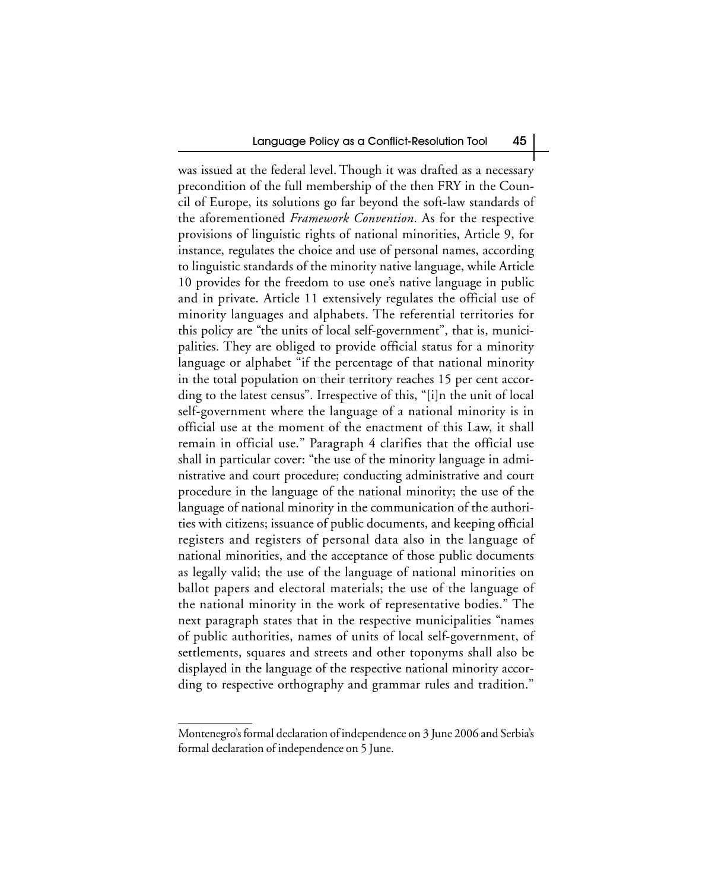was issued at the federal level. Though it was drafted as a necessary precondition of the full membership of the then FRY in the Council of Europe, its solutions go far beyond the soft-law standards of the aforementioned *Framework Convention*. As for the respective provisions of linguistic rights of national minorities, Article 9, for instance, regulates the choice and use of personal names, according to linguistic standards of the minority native language, while Article 10 provides for the freedom to use one's native language in public and in private. Article 11 extensively regulates the official use of minority languages and alphabets. The referential territories for this policy are "the units of local self-government", that is, municipalities. They are obliged to provide official status for a minority language or alphabet "if the percentage of that national minority in the total population on their territory reaches 15 per cent according to the latest census". Irrespective of this, "[i]n the unit of local self-government where the language of a national minority is in official use at the moment of the enactment of this Law, it shall remain in official use." Paragraph 4 clarifies that the official use shall in particular cover: "the use of the minority language in administrative and court procedure; conducting administrative and court procedure in the language of the national minority; the use of the language of national minority in the communication of the authorities with citizens; issuance of public documents, and keeping official registers and registers of personal data also in the language of national minorities, and the acceptance of those public documents as legally valid; the use of the language of national minorities on ballot papers and electoral materials; the use of the language of the national minority in the work of representative bodies." The next paragraph states that in the respective municipalities "names of public authorities, names of units of local self-government, of settlements, squares and streets and other toponyms shall also be displayed in the language of the respective national minority according to respective orthography and grammar rules and tradition."

---

Montenegro's formal declaration of independence on 3 June 2006 and Serbia's formal declaration of independence on 5 June.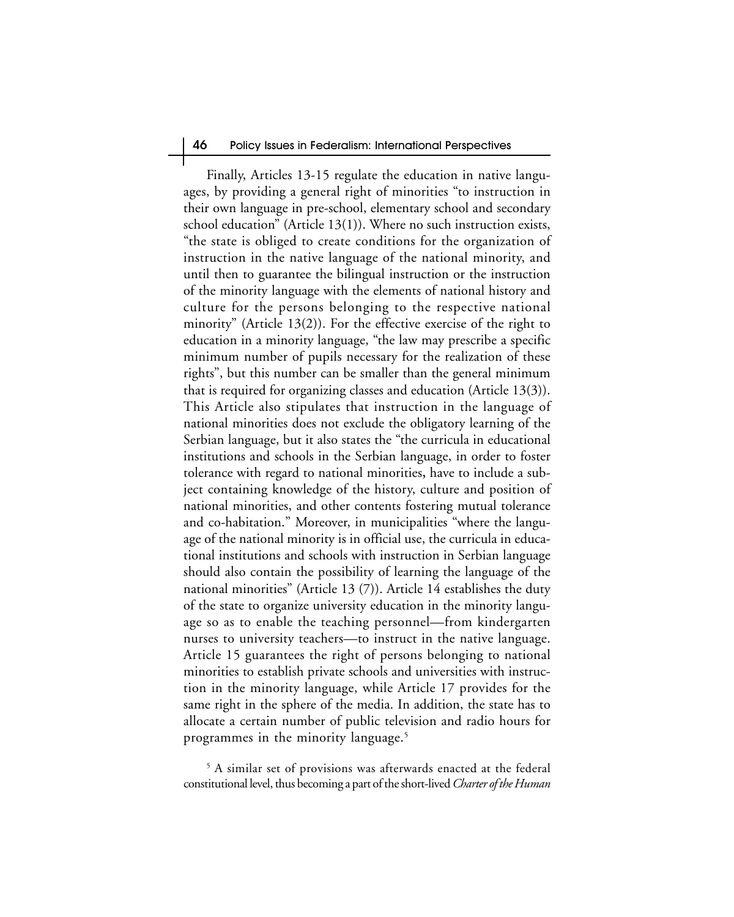Finally, Articles 13-15 regulate the education in native languages, by providing a general right of minorities "to instruction in their own language in pre-school, elementary school and secondary school education" (Article 13(1)). Where no such instruction exists, "the state is obliged to create conditions for the organization of instruction in the native language of the national minority, and until then to guarantee the bilingual instruction or the instruction of the minority language with the elements of national history and culture for the persons belonging to the respective national minority" (Article 13(2)). For the effective exercise of the right to education in a minority language, "the law may prescribe a specific minimum number of pupils necessary for the realization of these rights", but this number can be smaller than the general minimum that is required for organizing classes and education (Article 13(3)). This Article also stipulates that instruction in the language of national minorities does not exclude the obligatory learning of the Serbian language, but it also states the "the curricula in educational institutions and schools in the Serbian language, in order to foster tolerance with regard to national minorities, have to include a subject containing knowledge of the history, culture and position of national minorities, and other contents fostering mutual tolerance and co-habitation." Moreover, in municipalities "where the language of the national minority is in official use, the curricula in educational institutions and schools with instruction in Serbian language should also contain the possibility of learning the language of the national minorities" (Article 13 (7)). Article 14 establishes the duty of the state to organize university education in the minority language so as to enable the teaching personnel—from kindergarten nurses to university teachers—to instruct in the native language. Article 15 guarantees the right of persons belonging to national minorities to establish private schools and universities with instruction in the minority language, while Article 17 provides for the same right in the sphere of the media. In addition, the state has to allocate a certain number of public television and radio hours for programmes in the minority language.[5]

[5] A similar set of provisions was afterwards enacted at the federal constitutional level, thus becoming a part of the short-lived *Charter of the Human*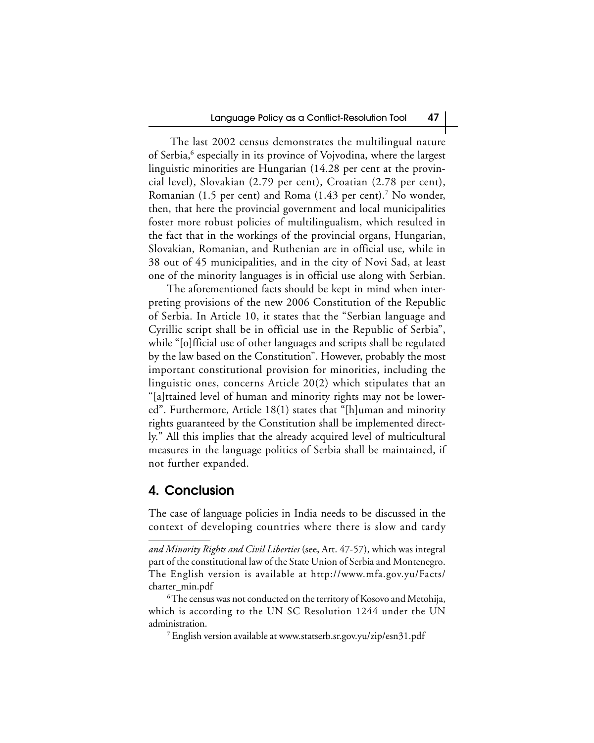The last 2002 census demonstrates the multilingual nature of Serbia,[6] especially in its province of Vojvodina, where the largest linguistic minorities are Hungarian (14.28 per cent at the provincial level), Slovakian (2.79 per cent), Croatian (2.78 per cent), Romanian (1.5 per cent) and Roma (1.43 per cent).[7] No wonder, then, that here the provincial government and local municipalities foster more robust policies of multilingualism, which resulted in the fact that in the workings of the provincial organs, Hungarian, Slovakian, Romanian, and Ruthenian are in official use, while in 38 out of 45 municipalities, and in the city of Novi Sad, at least one of the minority languages is in official use along with Serbian.

The aforementioned facts should be kept in mind when interpreting provisions of the new 2006 Constitution of the Republic of Serbia. In Article 10, it states that the "Serbian language and Cyrillic script shall be in official use in the Republic of Serbia", while "[o]fficial use of other languages and scripts shall be regulated by the law based on the Constitution". However, probably the most important constitutional provision for minorities, including the linguistic ones, concerns Article 20(2) which stipulates that an "[a]ttained level of human and minority rights may not be lowered". Furthermore, Article 18(1) states that "[h]uman and minority rights guaranteed by the Constitution shall be implemented directly." All this implies that the already acquired level of multicultural measures in the language politics of Serbia shall be maintained, if not further expanded.

## 4. Conclusion

The case of language policies in India needs to be discussed in the context of developing countries where there is slow and tardy

---

*and Minority Rights and Civil Liberties* (see, Art. 47-57), which was integral part of the constitutional law of the State Union of Serbia and Montenegro. The English version is available at http://www.mfa.gov.yu/Facts/charter_min.pdf

[6] The census was not conducted on the territory of Kosovo and Metohija, which is according to the UN SC Resolution 1244 under the UN administration.

[7] English version available at www.statserb.sr.gov.yu/zip/esn31.pdf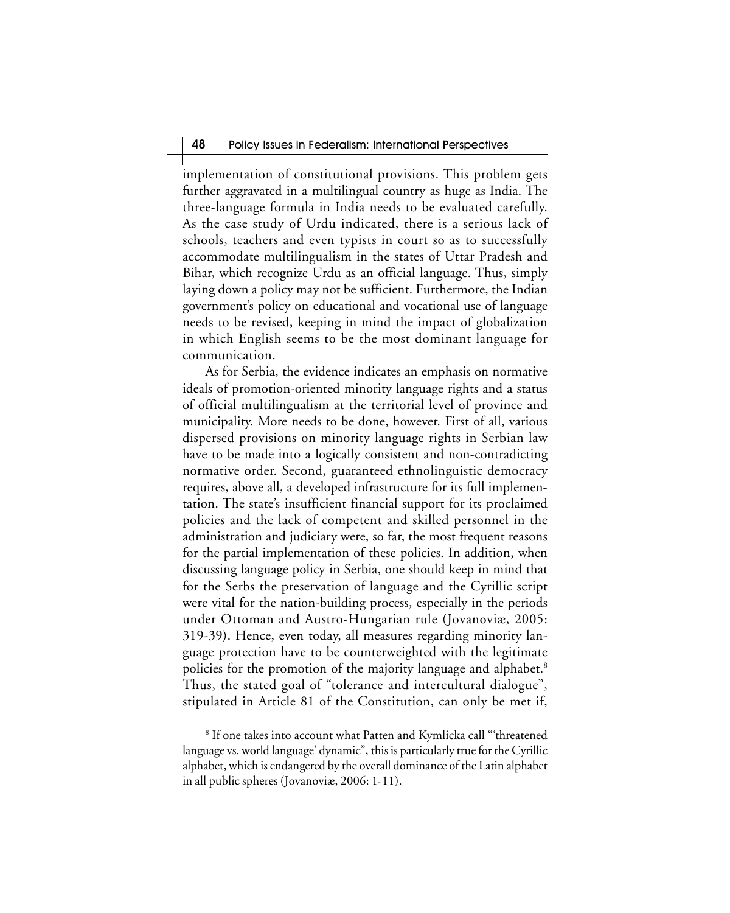implementation of constitutional provisions. This problem gets further aggravated in a multilingual country as huge as India. The three-language formula in India needs to be evaluated carefully. As the case study of Urdu indicated, there is a serious lack of schools, teachers and even typists in court so as to successfully accommodate multilingualism in the states of Uttar Pradesh and Bihar, which recognize Urdu as an official language. Thus, simply laying down a policy may not be sufficient. Furthermore, the Indian government's policy on educational and vocational use of language needs to be revised, keeping in mind the impact of globalization in which English seems to be the most dominant language for communication.

As for Serbia, the evidence indicates an emphasis on normative ideals of promotion-oriented minority language rights and a status of official multilingualism at the territorial level of province and municipality. More needs to be done, however. First of all, various dispersed provisions on minority language rights in Serbian law have to be made into a logically consistent and non-contradicting normative order. Second, guaranteed ethnolinguistic democracy requires, above all, a developed infrastructure for its full implementation. The state's insufficient financial support for its proclaimed policies and the lack of competent and skilled personnel in the administration and judiciary were, so far, the most frequent reasons for the partial implementation of these policies. In addition, when discussing language policy in Serbia, one should keep in mind that for the Serbs the preservation of language and the Cyrillic script were vital for the nation-building process, especially in the periods under Ottoman and Austro-Hungarian rule (Jovanoviæ, 2005: 319-39). Hence, even today, all measures regarding minority language protection have to be counterweighted with the legitimate policies for the promotion of the majority language and alphabet.[8] Thus, the stated goal of "tolerance and intercultural dialogue", stipulated in Article 81 of the Constitution, can only be met if,

[8] If one takes into account what Patten and Kymlicka call "'threatened language vs. world language' dynamic", this is particularly true for the Cyrillic alphabet, which is endangered by the overall dominance of the Latin alphabet in all public spheres (Jovanoviæ, 2006: 1-11).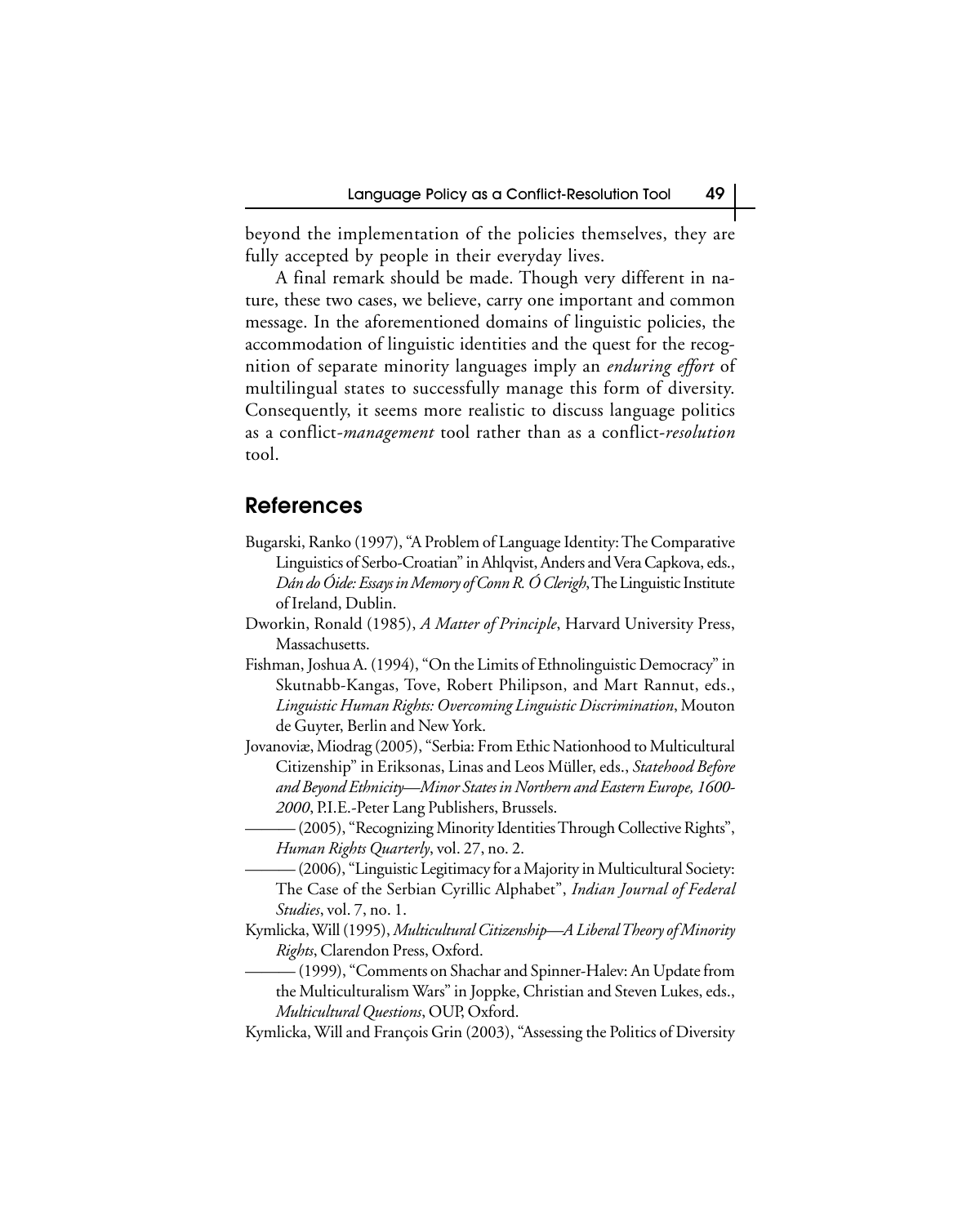beyond the implementation of the policies themselves, they are fully accepted by people in their everyday lives.

A final remark should be made. Though very different in nature, these two cases, we believe, carry one important and common message. In the aforementioned domains of linguistic policies, the accommodation of linguistic identities and the quest for the recognition of separate minority languages imply an *enduring effort* of multilingual states to successfully manage this form of diversity. Consequently, it seems more realistic to discuss language politics as a conflict-*management* tool rather than as a conflict-*resolution* tool.

## References

Bugarski, Ranko (1997), "A Problem of Language Identity: The Comparative Linguistics of Serbo-Croatian" in Ahlqvist, Anders and Vera Capkova, eds., *Dán do Óide: Essays in Memory of Conn R. Ó Clerigh*, The Linguistic Institute of Ireland, Dublin.

Dworkin, Ronald (1985), *A Matter of Principle*, Harvard University Press, Massachusetts.

Fishman, Joshua A. (1994), "On the Limits of Ethnolinguistic Democracy" in Skutnabb-Kangas, Tove, Robert Philipson, and Mart Rannut, eds., *Linguistic Human Rights: Overcoming Linguistic Discrimination*, Mouton de Guyter, Berlin and New York.

Jovanoviæ, Miodrag (2005), "Serbia: From Ethic Nationhood to Multicultural Citizenship" in Eriksonas, Linas and Leos Müller, eds., *Statehood Before and Beyond Ethnicity—Minor States in Northern and Eastern Europe, 1600-2000*, P.I.E.-Peter Lang Publishers, Brussels.

——— (2005), "Recognizing Minority Identities Through Collective Rights", *Human Rights Quarterly*, vol. 27, no. 2.

——— (2006), "Linguistic Legitimacy for a Majority in Multicultural Society: The Case of the Serbian Cyrillic Alphabet", *Indian Journal of Federal Studies*, vol. 7, no. 1.

Kymlicka, Will (1995), *Multicultural Citizenship—A Liberal Theory of Minority Rights*, Clarendon Press, Oxford.

——— (1999), "Comments on Shachar and Spinner-Halev: An Update from the Multiculturalism Wars" in Joppke, Christian and Steven Lukes, eds., *Multicultural Questions*, OUP, Oxford.

Kymlicka, Will and François Grin (2003), "Assessing the Politics of Diversity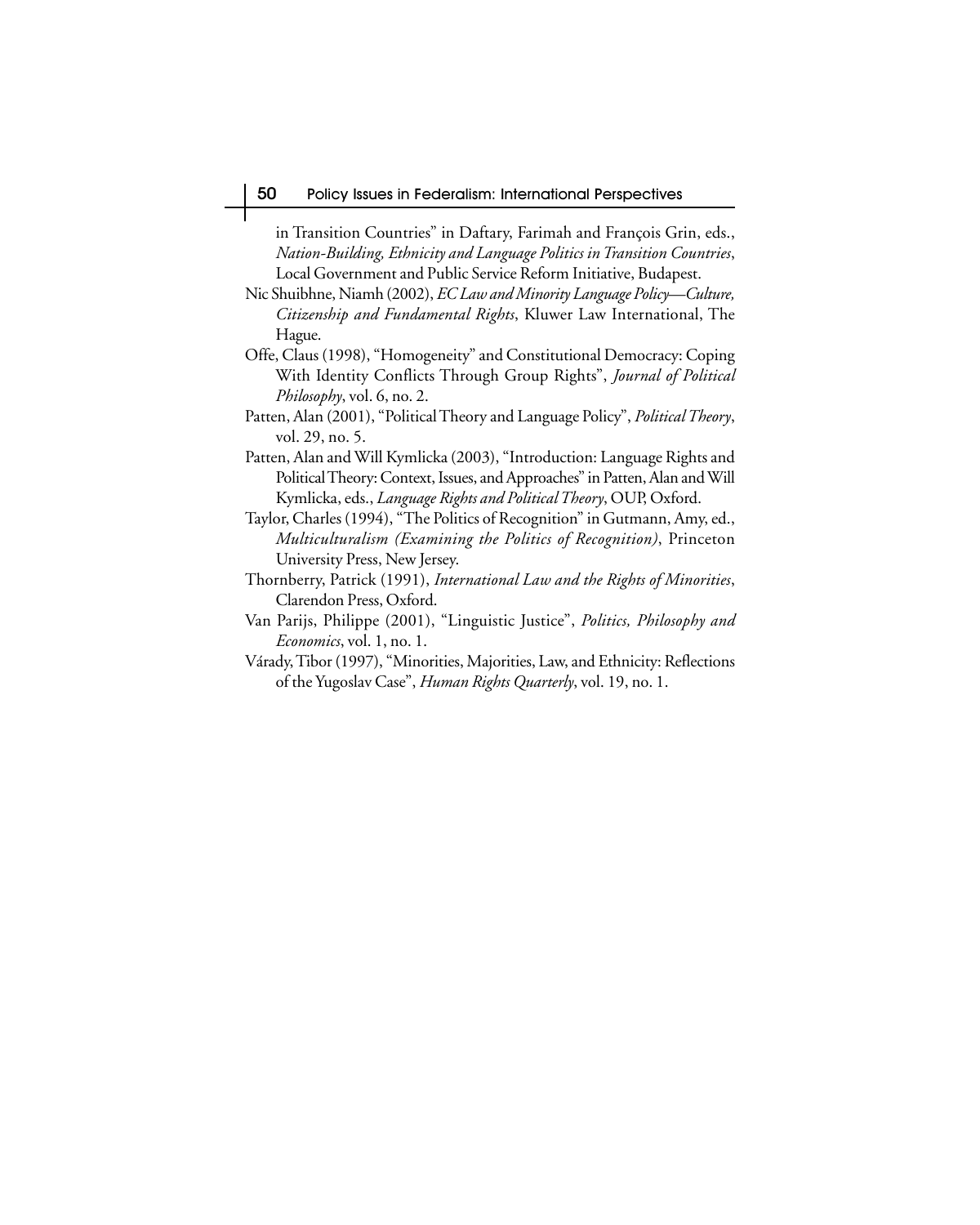in Transition Countries" in Daftary, Farimah and François Grin, eds., *Nation-Building, Ethnicity and Language Politics in Transition Countries*, Local Government and Public Service Reform Initiative, Budapest.

Nic Shuibhne, Niamh (2002), *EC Law and Minority Language Policy—Culture, Citizenship and Fundamental Rights*, Kluwer Law International, The Hague.

Offe, Claus (1998), "Homogeneity" and Constitutional Democracy: Coping With Identity Conflicts Through Group Rights", *Journal of Political Philosophy*, vol. 6, no. 2.

Patten, Alan (2001), "Political Theory and Language Policy", *Political Theory*, vol. 29, no. 5.

Patten, Alan and Will Kymlicka (2003), "Introduction: Language Rights and Political Theory: Context, Issues, and Approaches" in Patten, Alan and Will Kymlicka, eds., *Language Rights and Political Theory*, OUP, Oxford.

Taylor, Charles (1994), "The Politics of Recognition" in Gutmann, Amy, ed., *Multiculturalism (Examining the Politics of Recognition)*, Princeton University Press, New Jersey.

Thornberry, Patrick (1991), *International Law and the Rights of Minorities*, Clarendon Press, Oxford.

Van Parijs, Philippe (2001), "Linguistic Justice", *Politics, Philosophy and Economics*, vol. 1, no. 1.

Várady, Tibor (1997), "Minorities, Majorities, Law, and Ethnicity: Reflections of the Yugoslav Case", *Human Rights Quarterly*, vol. 19, no. 1.